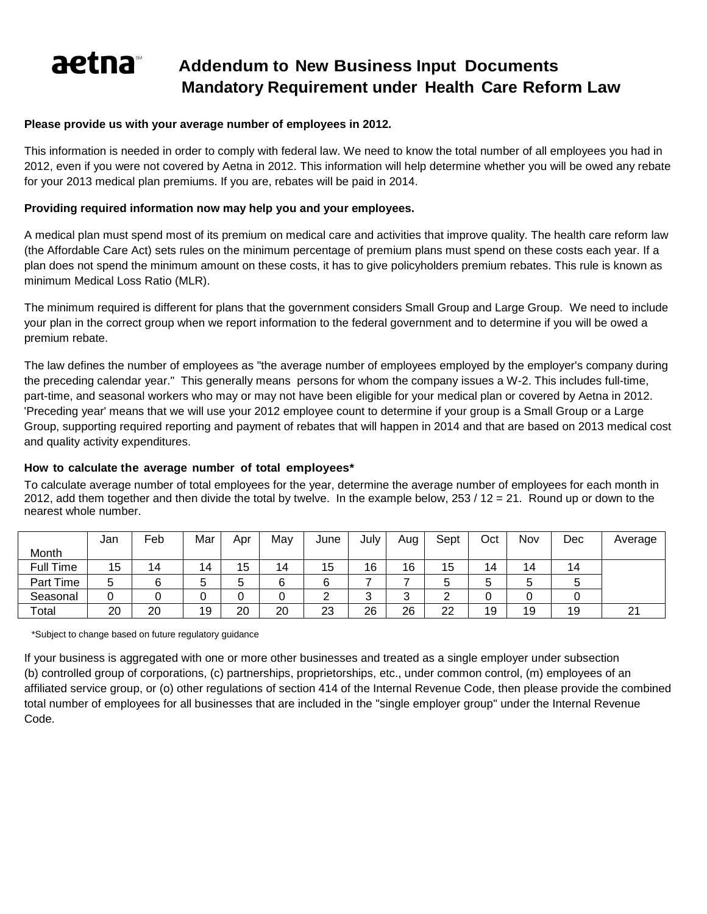# aetna

## Addendum to New Business Input Documents
## Mandatory Requirement under Health Care Reform Law

**Please provide us with your average number of employees in 2012.**

This information is needed in order to comply with federal law. We need to know the total number of all employees you had in 2012, even if you were not covered by Aetna in 2012. This information will help determine whether you will be owed any rebate for your 2013 medical plan premiums. If you are, rebates will be paid in 2014.

**Providing required information now may help you and your employees.**

A medical plan must spend most of its premium on medical care and activities that improve quality. The health care reform law (the Affordable Care Act) sets rules on the minimum percentage of premium plans must spend on these costs each year. If a plan does not spend the minimum amount on these costs, it has to give policyholders premium rebates. This rule is known as minimum Medical Loss Ratio (MLR).

The minimum required is different for plans that the government considers Small Group and Large Group. We need to include your plan in the correct group when we report information to the federal government and to determine if you will be owed a premium rebate.

The law defines the number of employees as "the average number of employees employed by the employer's company during the preceding calendar year." This generally means persons for whom the company issues a W-2. This includes full-time, part-time, and seasonal workers who may or may not have been eligible for your medical plan or covered by Aetna in 2012. 'Preceding year' means that we will use your 2012 employee count to determine if your group is a Small Group or a Large Group, supporting required reporting and payment of rebates that will happen in 2014 and that are based on 2013 medical cost and quality activity expenditures.

**How to calculate the average number of total employees***

To calculate average number of total employees for the year, determine the average number of employees for each month in 2012, add them together and then divide the total by twelve. In the example below, 253 / 12 = 21. Round up or down to the nearest whole number.

| Month | Jan | Feb | Mar | Apr | May | June | July | Aug | Sept | Oct | Nov | Dec | Average |
|---|---|---|---|---|---|---|---|---|---|---|---|---|---|
| Full Time | 15 | 14 | 14 | 15 | 14 | 15 | 16 | 16 | 15 | 14 | 14 | 14 | |
| Part Time | 5 | 6 | 5 | 5 | 6 | 6 | 7 | 7 | 5 | 5 | 5 | 5 | |
| Seasonal | 0 | 0 | 0 | 0 | 0 | 2 | 3 | 3 | 2 | 0 | 0 | 0 | |
| Total | 20 | 20 | 19 | 20 | 20 | 23 | 26 | 26 | 22 | 19 | 19 | 19 | 21 |

*Subject to change based on future regulatory guidance

If your business is aggregated with one or more other businesses and treated as a single employer under subsection (b) controlled group of corporations, (c) partnerships, proprietorships, etc., under common control, (m) employees of an affiliated service group, or (o) other regulations of section 414 of the Internal Revenue Code, then please provide the combined total number of employees for all businesses that are included in the "single employer group" under the Internal Revenue Code.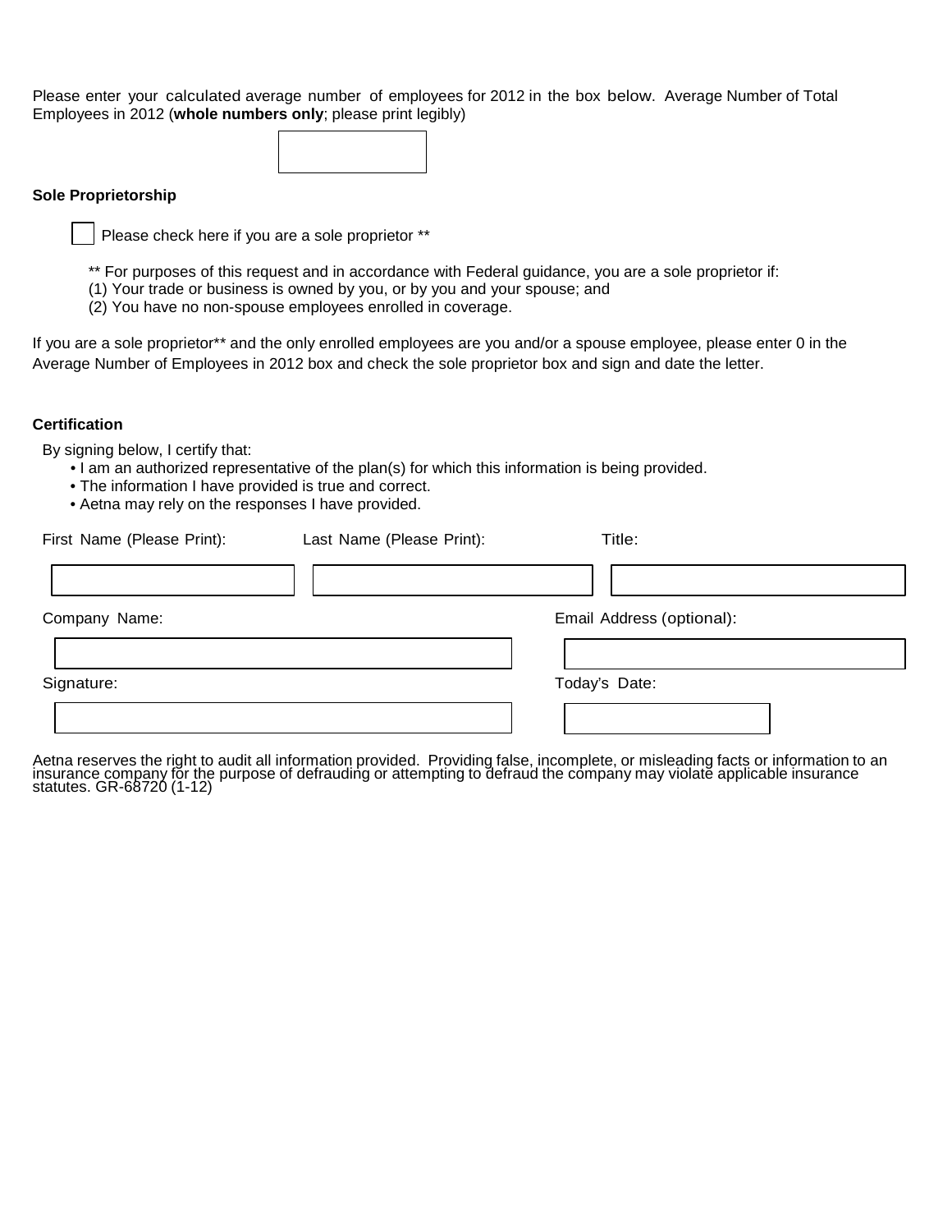Please enter your calculated average number of employees for 2012 in the box below. Average Number of Total Employees in 2012 (**whole numbers only**; please print legibly)

**Sole Proprietorship**

☐ Please check here if you are a sole proprietor **

** For purposes of this request and in accordance with Federal guidance, you are a sole proprietor if:
(1) Your trade or business is owned by you, or by you and your spouse; and
(2) You have no non-spouse employees enrolled in coverage.

If you are a sole proprietor** and the only enrolled employees are you and/or a spouse employee, please enter 0 in the Average Number of Employees in 2012 box and check the sole proprietor box and sign and date the letter.

**Certification**

By signing below, I certify that:

- I am an authorized representative of the plan(s) for which this information is being provided.
- The information I have provided is true and correct.
- Aetna may rely on the responses I have provided.

First Name (Please Print): Last Name (Please Print): Title:

Company Name: Email Address (optional):

Signature: Today's Date:

Aetna reserves the right to audit all information provided. Providing false, incomplete, or misleading facts or information to an insurance company for the purpose of defrauding or attempting to defraud the company may violate applicable insurance statutes. GR-68720 (1-12)